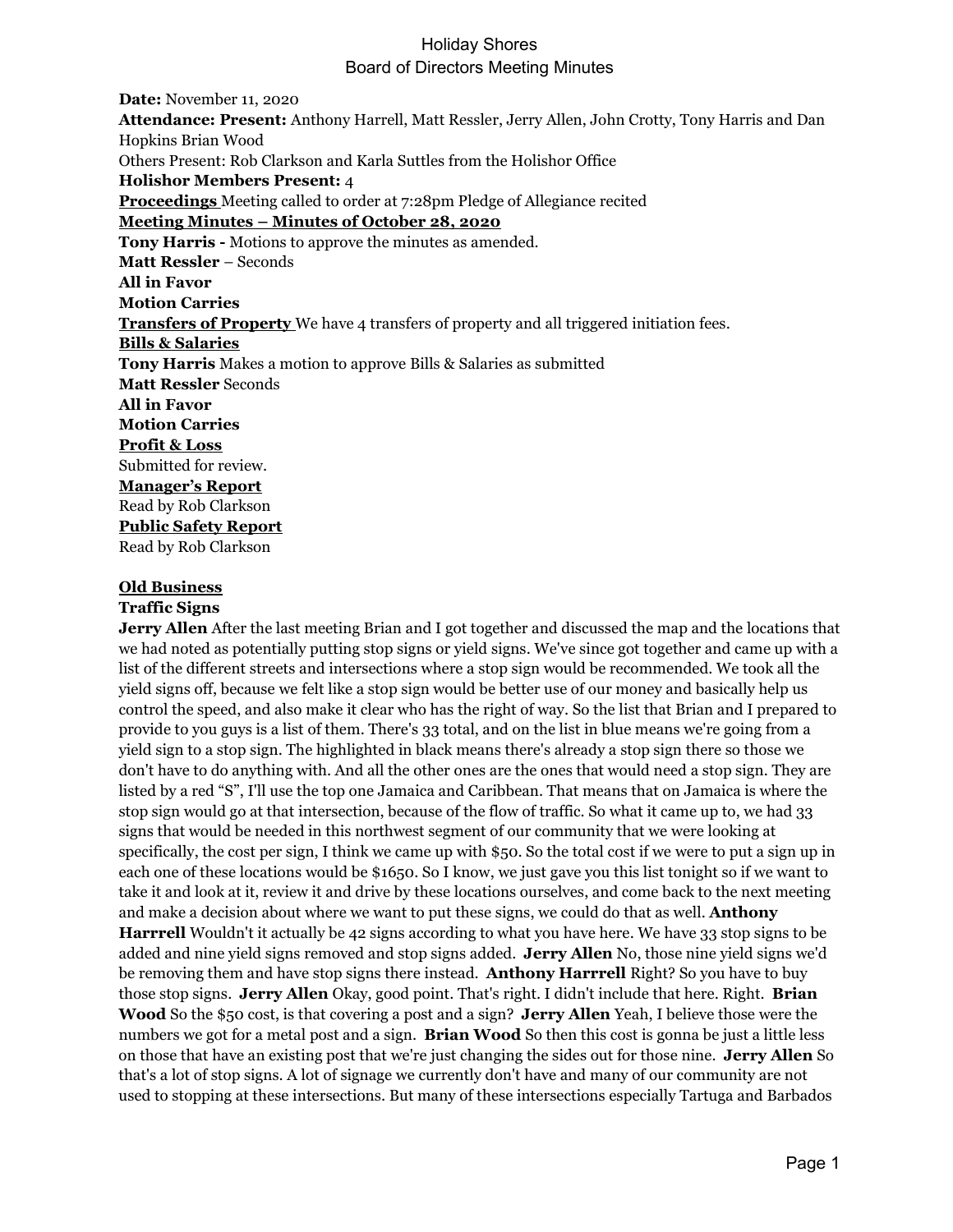# Holiday Shores
## Board of Directors Meeting Minutes

**Date:** November 11, 2020
**Attendance: Present:** Anthony Harrell, Matt Ressler, Jerry Allen, John Crotty, Tony Harris and Dan Hopkins Brian Wood
Others Present: Rob Clarkson and Karla Suttles from the Holishor Office
**Holishor Members Present:** 4
**<u>Proceedings</u>** Meeting called to order at 7:28pm Pledge of Allegiance recited
**<u>Meeting Minutes – Minutes of October 28, 2020</u>**
**Tony Harris -** Motions to approve the minutes as amended.
**Matt Ressler** – Seconds
**All in Favor**
**Motion Carries**
**<u>Transfers of Property</u>** We have 4 transfers of property and all triggered initiation fees.
**<u>Bills & Salaries</u>**
**Tony Harris** Makes a motion to approve Bills & Salaries as submitted
**Matt Ressler** Seconds
**All in Favor**
**Motion Carries**
**<u>Profit & Loss</u>**
Submitted for review.
**<u>Manager's Report</u>**
Read by Rob Clarkson
**<u>Public Safety Report</u>**
Read by Rob Clarkson

**<u>Old Business</u>**
**Traffic Signs**
**Jerry Allen** After the last meeting Brian and I got together and discussed the map and the locations that we had noted as potentially putting stop signs or yield signs. We've since got together and came up with a list of the different streets and intersections where a stop sign would be recommended. We took all the yield signs off, because we felt like a stop sign would be better use of our money and basically help us control the speed, and also make it clear who has the right of way. So the list that Brian and I prepared to provide to you guys is a list of them. There's 33 total, and on the list in blue means we're going from a yield sign to a stop sign. The highlighted in black means there's already a stop sign there so those we don't have to do anything with. And all the other ones are the ones that would need a stop sign. They are listed by a red "S", I'll use the top one Jamaica and Caribbean. That means that on Jamaica is where the stop sign would go at that intersection, because of the flow of traffic. So what it came up to, we had 33 signs that would be needed in this northwest segment of our community that we were looking at specifically, the cost per sign, I think we came up with $50. So the total cost if we were to put a sign up in each one of these locations would be $1650. So I know, we just gave you this list tonight so if we want to take it and look at it, review it and drive by these locations ourselves, and come back to the next meeting and make a decision about where we want to put these signs, we could do that as well. **Anthony Harrell** Wouldn't it actually be 42 signs according to what you have here. We have 33 stop signs to be added and nine yield signs removed and stop signs added. **Jerry Allen** No, those nine yield signs we'd be removing them and have stop signs there instead. **Anthony Harrell** Right? So you have to buy those stop signs. **Jerry Allen** Okay, good point. That's right. I didn't include that here. Right. **Brian Wood** So the $50 cost, is that covering a post and a sign? **Jerry Allen** Yeah, I believe those were the numbers we got for a metal post and a sign. **Brian Wood** So then this cost is gonna be just a little less on those that have an existing post that we're just changing the sides out for those nine. **Jerry Allen** So that's a lot of stop signs. A lot of signage we currently don't have and many of our community are not used to stopping at these intersections. But many of these intersections especially Tartuga and Barbados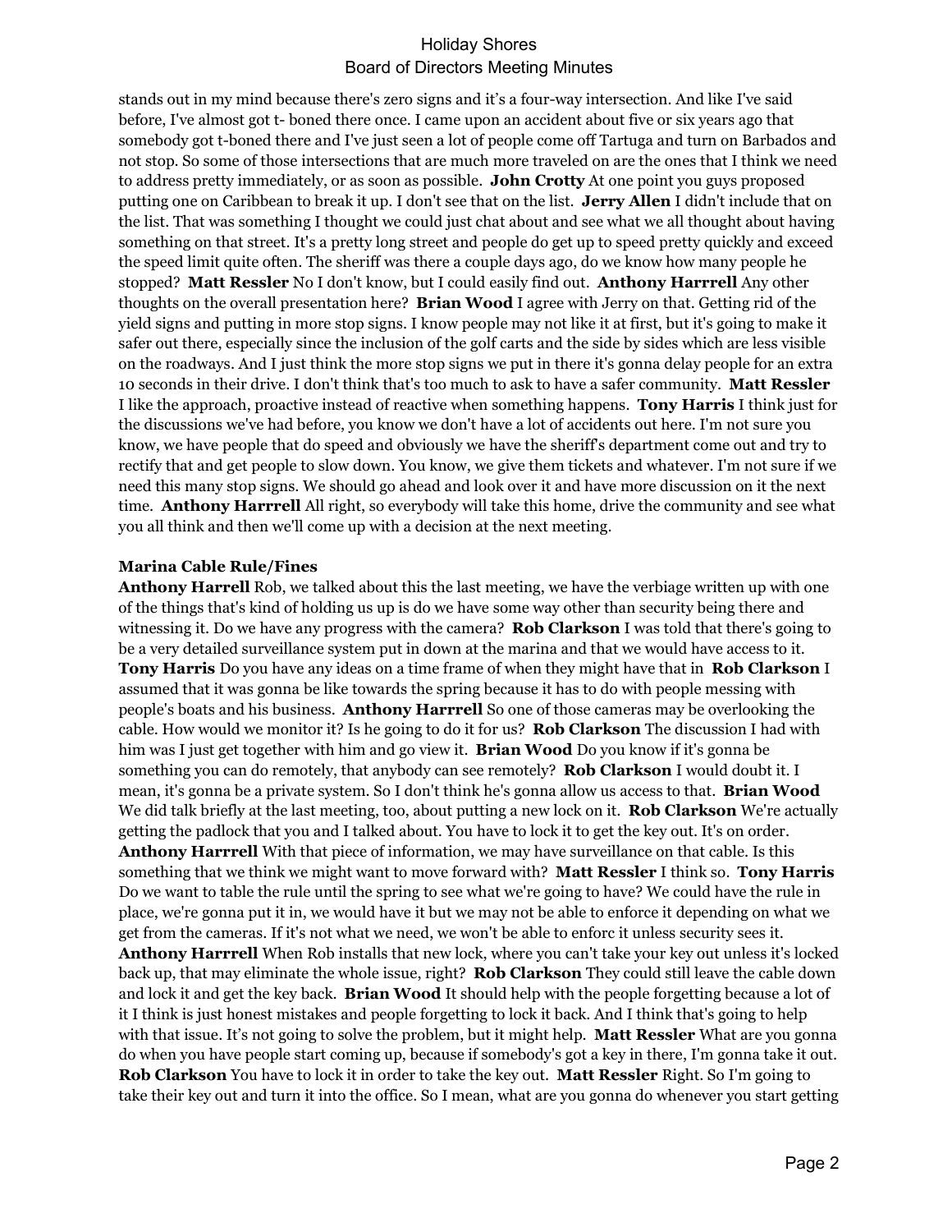stands out in my mind because there's zero signs and it's a four-way intersection. And like I've said before, I've almost got t- boned there once. I came upon an accident about five or six years ago that somebody got t-boned there and I've just seen a lot of people come off Tartuga and turn on Barbados and not stop. So some of those intersections that are much more traveled on are the ones that I think we need to address pretty immediately, or as soon as possible. **John Crotty** At one point you guys proposed putting one on Caribbean to break it up. I don't see that on the list. **Jerry Allen** I didn't include that on the list. That was something I thought we could just chat about and see what we all thought about having something on that street. It's a pretty long street and people do get up to speed pretty quickly and exceed the speed limit quite often. The sheriff was there a couple days ago, do we know how many people he stopped? **Matt Ressler** No I don't know, but I could easily find out. **Anthony Harrell** Any other thoughts on the overall presentation here? **Brian Wood** I agree with Jerry on that. Getting rid of the yield signs and putting in more stop signs. I know people may not like it at first, but it's going to make it safer out there, especially since the inclusion of the golf carts and the side by sides which are less visible on the roadways. And I just think the more stop signs we put in there it's gonna delay people for an extra 10 seconds in their drive. I don't think that's too much to ask to have a safer community. **Matt Ressler** I like the approach, proactive instead of reactive when something happens. **Tony Harris** I think just for the discussions we've had before, you know we don't have a lot of accidents out here. I'm not sure you know, we have people that do speed and obviously we have the sheriff's department come out and try to rectify that and get people to slow down. You know, we give them tickets and whatever. I'm not sure if we need this many stop signs. We should go ahead and look over it and have more discussion on it the next time. **Anthony Harrrell** All right, so everybody will take this home, drive the community and see what you all think and then we'll come up with a decision at the next meeting.

**Marina Cable Rule/Fines**

**Anthony Harrell** Rob, we talked about this the last meeting, we have the verbiage written up with one of the things that's kind of holding us up is do we have some way other than security being there and witnessing it. Do we have any progress with the camera? **Rob Clarkson** I was told that there's going to be a very detailed surveillance system put in down at the marina and that we would have access to it. **Tony Harris** Do you have any ideas on a time frame of when they might have that in **Rob Clarkson** I assumed that it was gonna be like towards the spring because it has to do with people messing with people's boats and his business. **Anthony Harrrell** So one of those cameras may be overlooking the cable. How would we monitor it? Is he going to do it for us? **Rob Clarkson** The discussion I had with him was I just get together with him and go view it. **Brian Wood** Do you know if it's gonna be something you can do remotely, that anybody can see remotely? **Rob Clarkson** I would doubt it. I mean, it's gonna be a private system. So I don't think he's gonna allow us access to that. **Brian Wood** We did talk briefly at the last meeting, too, about putting a new lock on it. **Rob Clarkson** We're actually getting the padlock that you and I talked about. You have to lock it to get the key out. It's on order. **Anthony Harrrell** With that piece of information, we may have surveillance on that cable. Is this something that we think we might want to move forward with? **Matt Ressler** I think so. **Tony Harris** Do we want to table the rule until the spring to see what we're going to have? We could have the rule in place, we're gonna put it in, we would have it but we may not be able to enforce it depending on what we get from the cameras. If it's not what we need, we won't be able to enforc it unless security sees it. **Anthony Harrrell** When Rob installs that new lock, where you can't take your key out unless it's locked back up, that may eliminate the whole issue, right? **Rob Clarkson** They could still leave the cable down and lock it and get the key back. **Brian Wood** It should help with the people forgetting because a lot of it I think is just honest mistakes and people forgetting to lock it back. And I think that's going to help with that issue. It's not going to solve the problem, but it might help. **Matt Ressler** What are you gonna do when you have people start coming up, because if somebody's got a key in there, I'm gonna take it out. **Rob Clarkson** You have to lock it in order to take the key out. **Matt Ressler** Right. So I'm going to take their key out and turn it into the office. So I mean, what are you gonna do whenever you start getting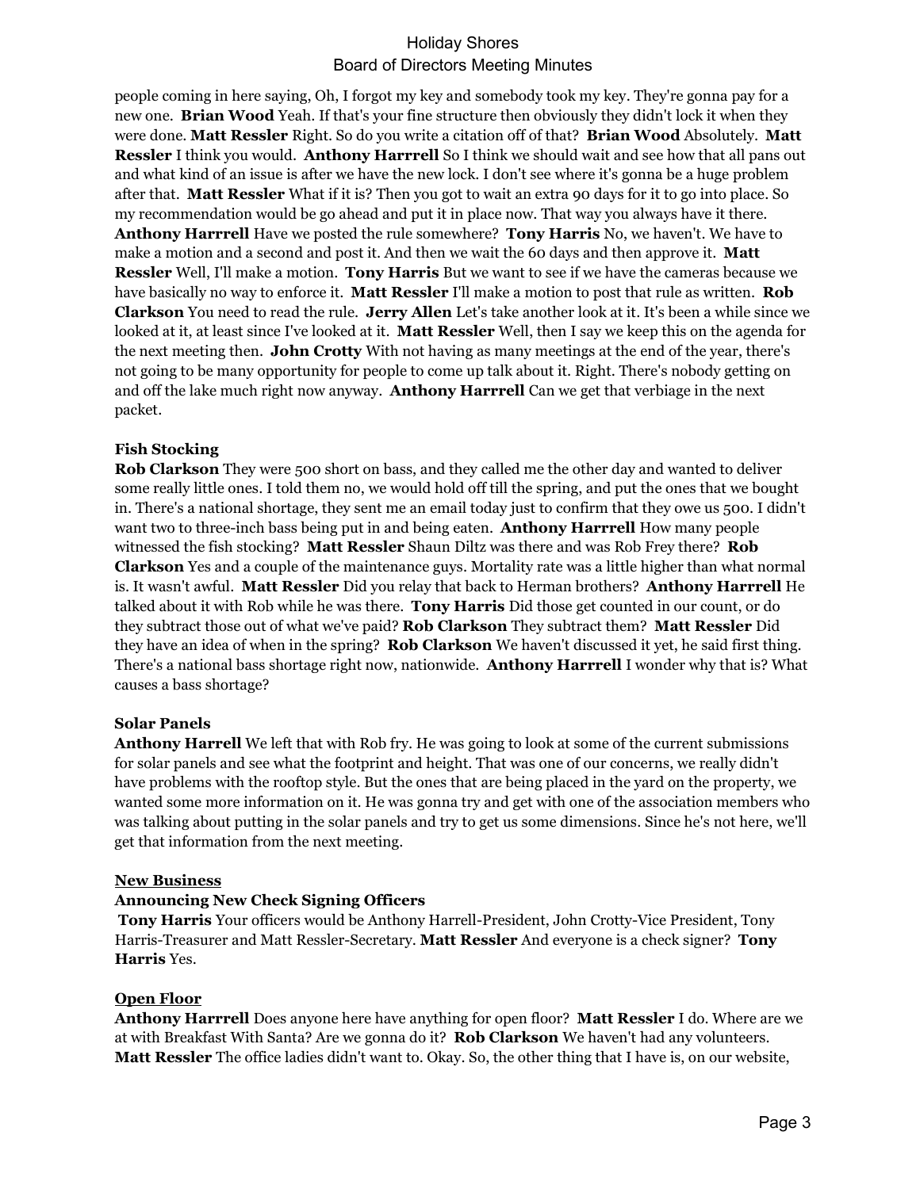people coming in here saying, Oh, I forgot my key and somebody took my key. They're gonna pay for a new one. **Brian Wood** Yeah. If that's your fine structure then obviously they didn't lock it when they were done. **Matt Ressler** Right. So do you write a citation off of that? **Brian Wood** Absolutely. **Matt Ressler** I think you would. **Anthony Harrrell** So I think we should wait and see how that all pans out and what kind of an issue is after we have the new lock. I don't see where it's gonna be a huge problem after that. **Matt Ressler** What if it is? Then you got to wait an extra 90 days for it to go into place. So my recommendation would be go ahead and put it in place now. That way you always have it there. **Anthony Harrrell** Have we posted the rule somewhere? **Tony Harris** No, we haven't. We have to make a motion and a second and post it. And then we wait the 60 days and then approve it. **Matt Ressler** Well, I'll make a motion. **Tony Harris** But we want to see if we have the cameras because we have basically no way to enforce it. **Matt Ressler** I'll make a motion to post that rule as written. **Rob Clarkson** You need to read the rule. **Jerry Allen** Let's take another look at it. It's been a while since we looked at it, at least since I've looked at it. **Matt Ressler** Well, then I say we keep this on the agenda for the next meeting then. **John Crotty** With not having as many meetings at the end of the year, there's not going to be many opportunity for people to come up talk about it. Right. There's nobody getting on and off the lake much right now anyway. **Anthony Harrrell** Can we get that verbiage in the next packet.

**Fish Stocking**

**Rob Clarkson** They were 500 short on bass, and they called me the other day and wanted to deliver some really little ones. I told them no, we would hold off till the spring, and put the ones that we bought in. There's a national shortage, they sent me an email today just to confirm that they owe us 500. I didn't want two to three-inch bass being put in and being eaten. **Anthony Harrrell** How many people witnessed the fish stocking? **Matt Ressler** Shaun Diltz was there and was Rob Frey there? **Rob Clarkson** Yes and a couple of the maintenance guys. Mortality rate was a little higher than what normal is. It wasn't awful. **Matt Ressler** Did you relay that back to Herman brothers? **Anthony Harrrell** He talked about it with Rob while he was there. **Tony Harris** Did those get counted in our count, or do they subtract those out of what we've paid? **Rob Clarkson** They subtract them? **Matt Ressler** Did they have an idea of when in the spring? **Rob Clarkson** We haven't discussed it yet, he said first thing. There's a national bass shortage right now, nationwide. **Anthony Harrrell** I wonder why that is? What causes a bass shortage?

**Solar Panels**

**Anthony Harrell** We left that with Rob fry. He was going to look at some of the current submissions for solar panels and see what the footprint and height. That was one of our concerns, we really didn't have problems with the rooftop style. But the ones that are being placed in the yard on the property, we wanted some more information on it. He was gonna try and get with one of the association members who was talking about putting in the solar panels and try to get us some dimensions. Since he's not here, we'll get that information from the next meeting.

## New Business

**Announcing New Check Signing Officers**

**Tony Harris** Your officers would be Anthony Harrell-President, John Crotty-Vice President, Tony Harris-Treasurer and Matt Ressler-Secretary. **Matt Ressler** And everyone is a check signer? **Tony Harris** Yes.

## Open Floor

**Anthony Harrrell** Does anyone here have anything for open floor? **Matt Ressler** I do. Where are we at with Breakfast With Santa? Are we gonna do it? **Rob Clarkson** We haven't had any volunteers. **Matt Ressler** The office ladies didn't want to. Okay. So, the other thing that I have is, on our website,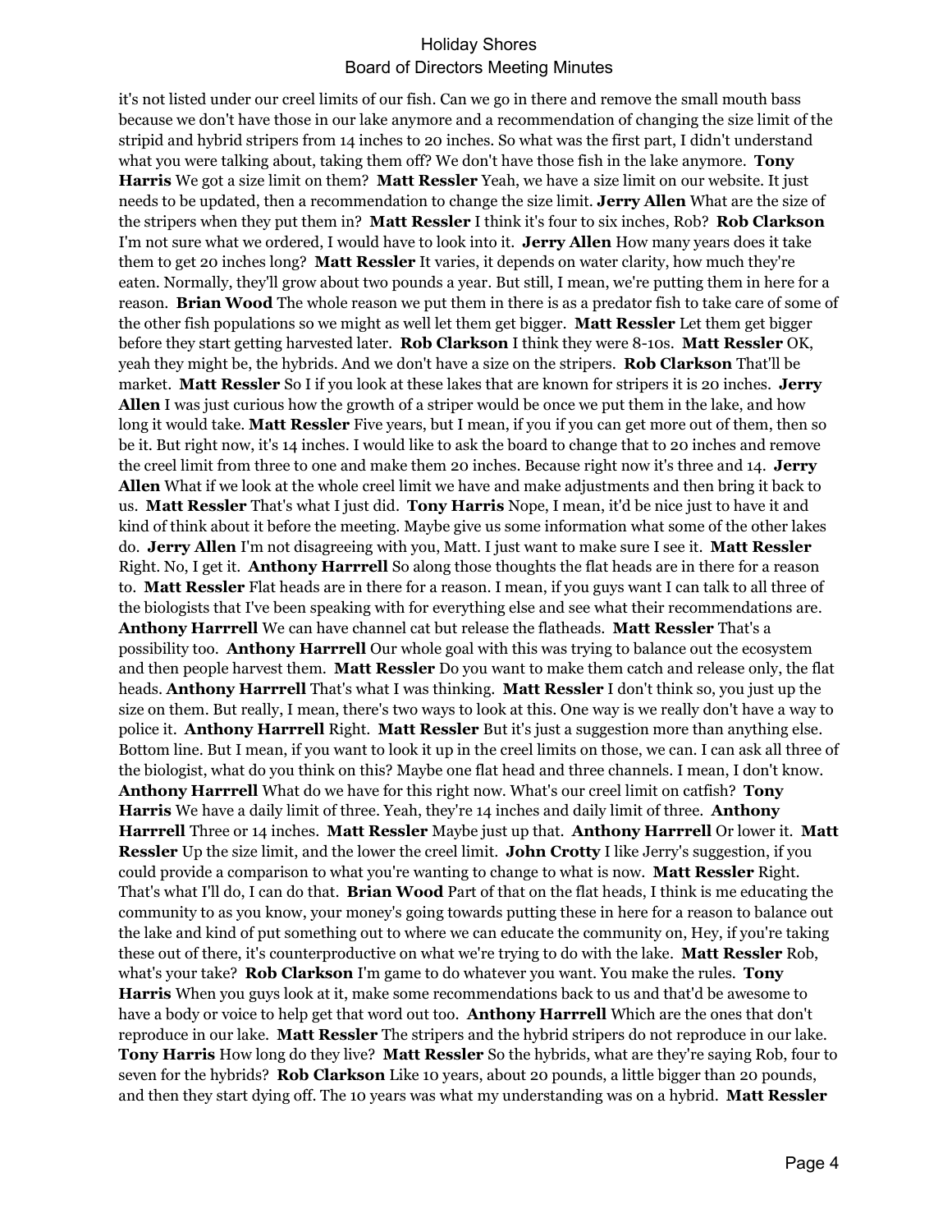it's not listed under our creel limits of our fish. Can we go in there and remove the small mouth bass because we don't have those in our lake anymore and a recommendation of changing the size limit of the stripid and hybrid stripers from 14 inches to 20 inches. So what was the first part, I didn't understand what you were talking about, taking them off? We don't have those fish in the lake anymore. **Tony Harris** We got a size limit on them? **Matt Ressler** Yeah, we have a size limit on our website. It just needs to be updated, then a recommendation to change the size limit. **Jerry Allen** What are the size of the stripers when they put them in? **Matt Ressler** I think it's four to six inches, Rob? **Rob Clarkson** I'm not sure what we ordered, I would have to look into it. **Jerry Allen** How many years does it take them to get 20 inches long? **Matt Ressler** It varies, it depends on water clarity, how much they're eaten. Normally, they'll grow about two pounds a year. But still, I mean, we're putting them in here for a reason. **Brian Wood** The whole reason we put them in there is as a predator fish to take care of some of the other fish populations so we might as well let them get bigger. **Matt Ressler** Let them get bigger before they start getting harvested later. **Rob Clarkson** I think they were 8-10s. **Matt Ressler** OK, yeah they might be, the hybrids. And we don't have a size on the stripers. **Rob Clarkson** That'll be market. **Matt Ressler** So I if you look at these lakes that are known for stripers it is 20 inches. **Jerry Allen** I was just curious how the growth of a striper would be once we put them in the lake, and how long it would take. **Matt Ressler** Five years, but I mean, if you if you can get more out of them, then so be it. But right now, it's 14 inches. I would like to ask the board to change that to 20 inches and remove the creel limit from three to one and make them 20 inches. Because right now it's three and 14. **Jerry Allen** What if we look at the whole creel limit we have and make adjustments and then bring it back to us. **Matt Ressler** That's what I just did. **Tony Harris** Nope, I mean, it'd be nice just to have it and kind of think about it before the meeting. Maybe give us some information what some of the other lakes do. **Jerry Allen** I'm not disagreeing with you, Matt. I just want to make sure I see it. **Matt Ressler** Right. No, I get it. **Anthony Harrrell** So along those thoughts the flat heads are in there for a reason to. **Matt Ressler** Flat heads are in there for a reason. I mean, if you guys want I can talk to all three of the biologists that I've been speaking with for everything else and see what their recommendations are. **Anthony Harrrell** We can have channel cat but release the flatheads. **Matt Ressler** That's a possibility too. **Anthony Harrrell** Our whole goal with this was trying to balance out the ecosystem and then people harvest them. **Matt Ressler** Do you want to make them catch and release only, the flat heads. **Anthony Harrrell** That's what I was thinking. **Matt Ressler** I don't think so, you just up the size on them. But really, I mean, there's two ways to look at this. One way is we really don't have a way to police it. **Anthony Harrrell** Right. **Matt Ressler** But it's just a suggestion more than anything else. Bottom line. But I mean, if you want to look it up in the creel limits on those, we can. I can ask all three of the biologist, what do you think on this? Maybe one flat head and three channels. I mean, I don't know. **Anthony Harrrell** What do we have for this right now. What's our creel limit on catfish? **Tony Harris** We have a daily limit of three. Yeah, they're 14 inches and daily limit of three. **Anthony Harrrell** Three or 14 inches. **Matt Ressler** Maybe just up that. **Anthony Harrrell** Or lower it. **Matt Ressler** Up the size limit, and the lower the creel limit. **John Crotty** I like Jerry's suggestion, if you could provide a comparison to what you're wanting to change to what is now. **Matt Ressler** Right. That's what I'll do, I can do that. **Brian Wood** Part of that on the flat heads, I think is me educating the community to as you know, your money's going towards putting these in here for a reason to balance out the lake and kind of put something out to where we can educate the community on, Hey, if you're taking these out of there, it's counterproductive on what we're trying to do with the lake. **Matt Ressler** Rob, what's your take? **Rob Clarkson** I'm game to do whatever you want. You make the rules. **Tony Harris** When you guys look at it, make some recommendations back to us and that'd be awesome to have a body or voice to help get that word out too. **Anthony Harrrell** Which are the ones that don't reproduce in our lake. **Matt Ressler** The stripers and the hybrid stripers do not reproduce in our lake. **Tony Harris** How long do they live? **Matt Ressler** So the hybrids, what are they're saying Rob, four to seven for the hybrids? **Rob Clarkson** Like 10 years, about 20 pounds, a little bigger than 20 pounds, and then they start dying off. The 10 years was what my understanding was on a hybrid. **Matt Ressler**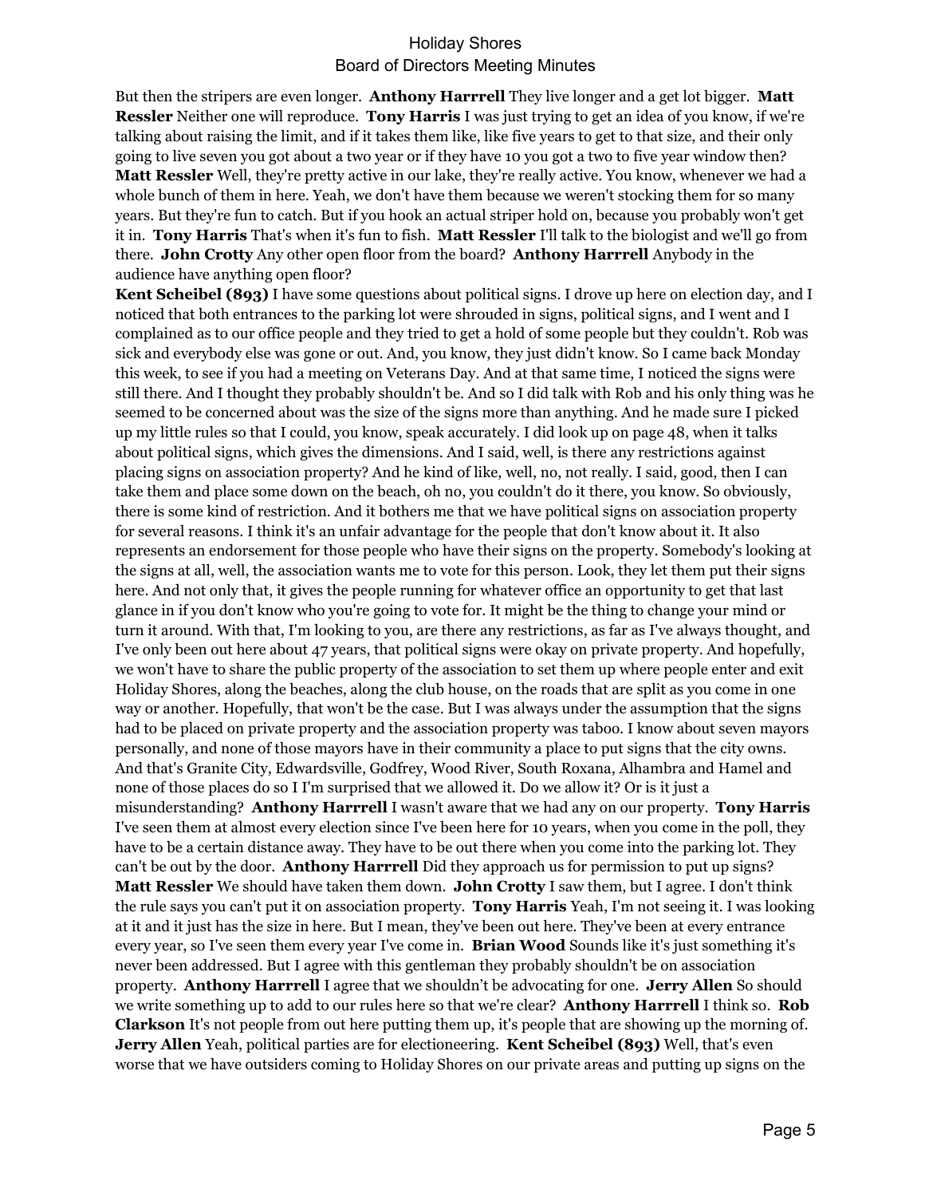But then the stripers are even longer. **Anthony Harrrell** They live longer and a get lot bigger. **Matt Ressler** Neither one will reproduce. **Tony Harris** I was just trying to get an idea of you know, if we're talking about raising the limit, and if it takes them like, like five years to get to that size, and their only going to live seven you got about a two year or if they have 10 you got a two to five year window then? **Matt Ressler** Well, they're pretty active in our lake, they're really active. You know, whenever we had a whole bunch of them in here. Yeah, we don't have them because we weren't stocking them for so many years. But they're fun to catch. But if you hook an actual striper hold on, because you probably won't get it in. **Tony Harris** That's when it's fun to fish. **Matt Ressler** I'll talk to the biologist and we'll go from there. **John Crotty** Any other open floor from the board? **Anthony Harrrell** Anybody in the audience have anything open floor?

**Kent Scheibel (893)** I have some questions about political signs. I drove up here on election day, and I noticed that both entrances to the parking lot were shrouded in signs, political signs, and I went and I complained as to our office people and they tried to get a hold of some people but they couldn't. Rob was sick and everybody else was gone or out. And, you know, they just didn't know. So I came back Monday this week, to see if you had a meeting on Veterans Day. And at that same time, I noticed the signs were still there. And I thought they probably shouldn't be. And so I did talk with Rob and his only thing was he seemed to be concerned about was the size of the signs more than anything. And he made sure I picked up my little rules so that I could, you know, speak accurately. I did look up on page 48, when it talks about political signs, which gives the dimensions. And I said, well, is there any restrictions against placing signs on association property? And he kind of like, well, no, not really. I said, good, then I can take them and place some down on the beach, oh no, you couldn't do it there, you know. So obviously, there is some kind of restriction. And it bothers me that we have political signs on association property for several reasons. I think it's an unfair advantage for the people that don't know about it. It also represents an endorsement for those people who have their signs on the property. Somebody's looking at the signs at all, well, the association wants me to vote for this person. Look, they let them put their signs here. And not only that, it gives the people running for whatever office an opportunity to get that last glance in if you don't know who you're going to vote for. It might be the thing to change your mind or turn it around. With that, I'm looking to you, are there any restrictions, as far as I've always thought, and I've only been out here about 47 years, that political signs were okay on private property. And hopefully, we won't have to share the public property of the association to set them up where people enter and exit Holiday Shores, along the beaches, along the club house, on the roads that are split as you come in one way or another. Hopefully, that won't be the case. But I was always under the assumption that the signs had to be placed on private property and the association property was taboo. I know about seven mayors personally, and none of those mayors have in their community a place to put signs that the city owns. And that's Granite City, Edwardsville, Godfrey, Wood River, South Roxana, Alhambra and Hamel and none of those places do so I I'm surprised that we allowed it. Do we allow it? Or is it just a misunderstanding? **Anthony Harrrell** I wasn't aware that we had any on our property. **Tony Harris** I've seen them at almost every election since I've been here for 10 years, when you come in the poll, they have to be a certain distance away. They have to be out there when you come into the parking lot. They can't be out by the door. **Anthony Harrrell** Did they approach us for permission to put up signs? **Matt Ressler** We should have taken them down. **John Crotty** I saw them, but I agree. I don't think the rule says you can't put it on association property. **Tony Harris** Yeah, I'm not seeing it. I was looking at it and it just has the size in here. But I mean, they've been out here. They've been at every entrance every year, so I've seen them every year I've come in. **Brian Wood** Sounds like it's just something it's never been addressed. But I agree with this gentleman they probably shouldn't be on association property. **Anthony Harrrell** I agree that we shouldn't be advocating for one. **Jerry Allen** So should we write something up to add to our rules here so that we're clear? **Anthony Harrrell** I think so. **Rob Clarkson** It's not people from out here putting them up, it's people that are showing up the morning of. **Jerry Allen** Yeah, political parties are for electioneering. **Kent Scheibel (893)** Well, that's even worse that we have outsiders coming to Holiday Shores on our private areas and putting up signs on the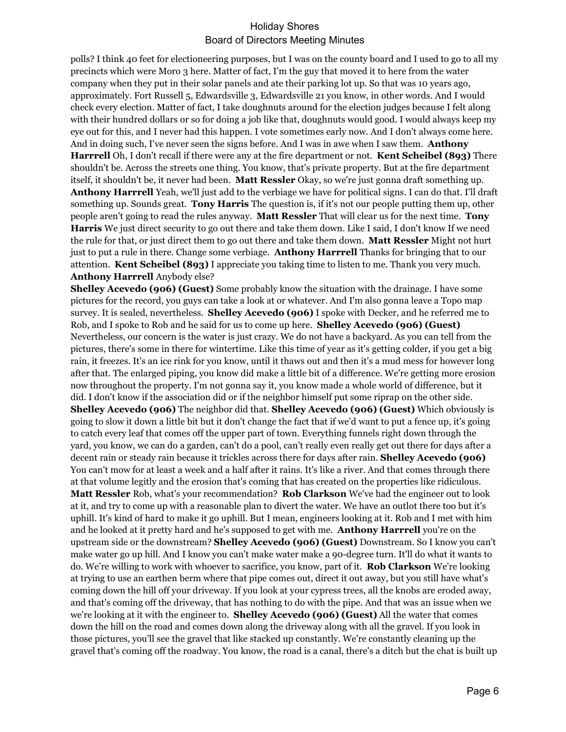polls? I think 40 feet for electioneering purposes, but I was on the county board and I used to go to all my precincts which were Moro 3 here. Matter of fact, I'm the guy that moved it to here from the water company when they put in their solar panels and ate their parking lot up. So that was 10 years ago, approximately. Fort Russell 5, Edwardsville 3, Edwardsville 21 you know, in other words. And I would check every election. Matter of fact, I take doughnuts around for the election judges because I felt along with their hundred dollars or so for doing a job like that, doughnuts would good. I would always keep my eye out for this, and I never had this happen. I vote sometimes early now. And I don't always come here. And in doing such, I've never seen the signs before. And I was in awe when I saw them. **Anthony Harrell** Oh, I don't recall if there were any at the fire department or not. **Kent Scheibel (893)** There shouldn't be. Across the streets one thing. You know, that's private property. But at the fire department itself, it shouldn't be, it never had been. **Matt Ressler** Okay, so we're just gonna draft something up. **Anthony Harrrell** Yeah, we'll just add to the verbiage we have for political signs. I can do that. I'll draft something up. Sounds great. **Tony Harris** The question is, if it's not our people putting them up, other people aren't going to read the rules anyway. **Matt Ressler** That will clear us for the next time. **Tony Harris** We just direct security to go out there and take them down. Like I said, I don't know If we need the rule for that, or just direct them to go out there and take them down. **Matt Ressler** Might not hurt just to put a rule in there. Change some verbiage. **Anthony Harrrell** Thanks for bringing that to our attention. **Kent Scheibel (893)** I appreciate you taking time to listen to me. Thank you very much. **Anthony Harrrell** Anybody else?

**Shelley Acevedo (906) (Guest)** Some probably know the situation with the drainage. I have some pictures for the record, you guys can take a look at or whatever. And I'm also gonna leave a Topo map survey. It is sealed, nevertheless. **Shelley Acevedo (906)** I spoke with Decker, and he referred me to Rob, and I spoke to Rob and he said for us to come up here. **Shelley Acevedo (906) (Guest)** Nevertheless, our concern is the water is just crazy. We do not have a backyard. As you can tell from the pictures, there's some in there for wintertime. Like this time of year as it's getting colder, if you get a big rain, it freezes. It's an ice rink for you know, until it thaws out and then it's a mud mess for however long after that. The enlarged piping, you know did make a little bit of a difference. We're getting more erosion now throughout the property. I'm not gonna say it, you know made a whole world of difference, but it did. I don't know if the association did or if the neighbor himself put some riprap on the other side. **Shelley Acevedo (906)** The neighbor did that. **Shelley Acevedo (906) (Guest)** Which obviously is going to slow it down a little bit but it don't change the fact that if we'd want to put a fence up, it's going to catch every leaf that comes off the upper part of town. Everything funnels right down through the yard, you know, we can do a garden, can't do a pool, can't really even really get out there for days after a decent rain or steady rain because it trickles across there for days after rain. **Shelley Acevedo (906)** You can't mow for at least a week and a half after it rains. It's like a river. And that comes through there at that volume legitly and the erosion that's coming that has created on the properties like ridiculous. **Matt Ressler** Rob, what's your recommendation? **Rob Clarkson** We've had the engineer out to look at it, and try to come up with a reasonable plan to divert the water. We have an outlot there too but it's uphill. It's kind of hard to make it go uphill. But I mean, engineers looking at it. Rob and I met with him and he looked at it pretty hard and he's supposed to get with me. **Anthony Harrrell** you're on the upstream side or the downstream? **Shelley Acevedo (906) (Guest)** Downstream. So I know you can't make water go up hill. And I know you can't make water make a 90-degree turn. It'll do what it wants to do. We're willing to work with whoever to sacrifice, you know, part of it. **Rob Clarkson** We're looking at trying to use an earthen berm where that pipe comes out, direct it out away, but you still have what's coming down the hill off your driveway. If you look at your cypress trees, all the knobs are eroded away, and that's coming off the driveway, that has nothing to do with the pipe. And that was an issue when we we're looking at it with the engineer to. **Shelley Acevedo (906) (Guest)** All the water that comes down the hill on the road and comes down along the driveway along with all the gravel. If you look in those pictures, you'll see the gravel that like stacked up constantly. We're constantly cleaning up the gravel that's coming off the roadway. You know, the road is a canal, there's a ditch but the chat is built up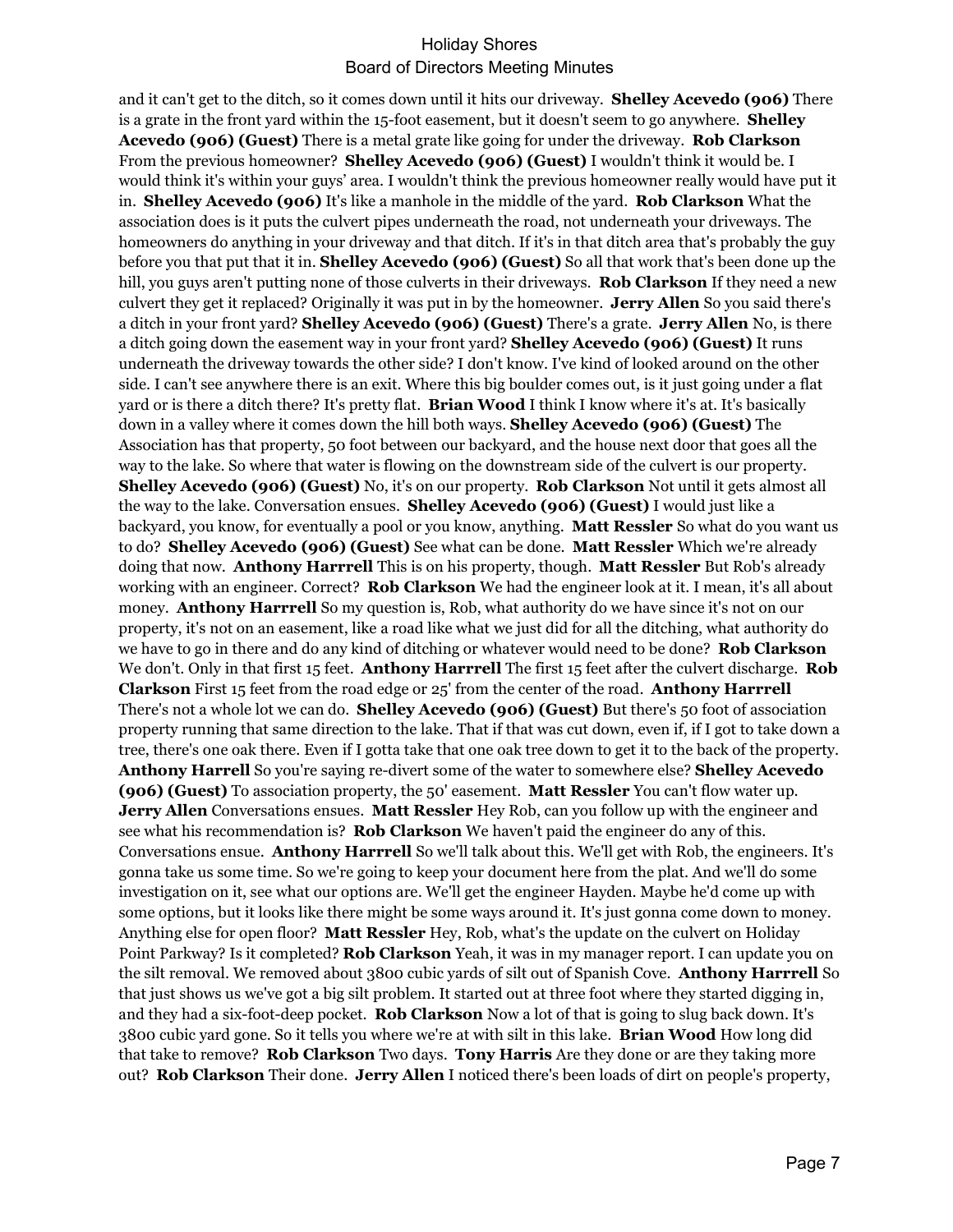and it can't get to the ditch, so it comes down until it hits our driveway. **Shelley Acevedo (906)** There is a grate in the front yard within the 15-foot easement, but it doesn't seem to go anywhere. **Shelley Acevedo (906) (Guest)** There is a metal grate like going for under the driveway. **Rob Clarkson** From the previous homeowner? **Shelley Acevedo (906) (Guest)** I wouldn't think it would be. I would think it's within your guys' area. I wouldn't think the previous homeowner really would have put it in. **Shelley Acevedo (906)** It's like a manhole in the middle of the yard. **Rob Clarkson** What the association does is it puts the culvert pipes underneath the road, not underneath your driveways. The homeowners do anything in your driveway and that ditch. If it's in that ditch area that's probably the guy before you that put that it in. **Shelley Acevedo (906) (Guest)** So all that work that's been done up the hill, you guys aren't putting none of those culverts in their driveways. **Rob Clarkson** If they need a new culvert they get it replaced? Originally it was put in by the homeowner. **Jerry Allen** So you said there's a ditch in your front yard? **Shelley Acevedo (906) (Guest)** There's a grate. **Jerry Allen** No, is there a ditch going down the easement way in your front yard? **Shelley Acevedo (906) (Guest)** It runs underneath the driveway towards the other side? I don't know. I've kind of looked around on the other side. I can't see anywhere there is an exit. Where this big boulder comes out, is it just going under a flat yard or is there a ditch there? It's pretty flat. **Brian Wood** I think I know where it's at. It's basically down in a valley where it comes down the hill both ways. **Shelley Acevedo (906) (Guest)** The Association has that property, 50 foot between our backyard, and the house next door that goes all the way to the lake. So where that water is flowing on the downstream side of the culvert is our property. **Shelley Acevedo (906) (Guest)** No, it's on our property. **Rob Clarkson** Not until it gets almost all the way to the lake. Conversation ensues. **Shelley Acevedo (906) (Guest)** I would just like a backyard, you know, for eventually a pool or you know, anything. **Matt Ressler** So what do you want us to do? **Shelley Acevedo (906) (Guest)** See what can be done. **Matt Ressler** Which we're already doing that now. **Anthony Harrrell** This is on his property, though. **Matt Ressler** But Rob's already working with an engineer. Correct? **Rob Clarkson** We had the engineer look at it. I mean, it's all about money. **Anthony Harrrell** So my question is, Rob, what authority do we have since it's not on our property, it's not on an easement, like a road like what we just did for all the ditching, what authority do we have to go in there and do any kind of ditching or whatever would need to be done? **Rob Clarkson** We don't. Only in that first 15 feet. **Anthony Harrrell** The first 15 feet after the culvert discharge. **Rob Clarkson** First 15 feet from the road edge or 25' from the center of the road. **Anthony Harrrell** There's not a whole lot we can do. **Shelley Acevedo (906) (Guest)** But there's 50 foot of association property running that same direction to the lake. That if that was cut down, even if, if I got to take down a tree, there's one oak there. Even if I gotta take that one oak tree down to get it to the back of the property. **Anthony Harrell** So you're saying re-divert some of the water to somewhere else? **Shelley Acevedo (906) (Guest)** To association property, the 50' easement. **Matt Ressler** You can't flow water up. **Jerry Allen** Conversations ensues. **Matt Ressler** Hey Rob, can you follow up with the engineer and see what his recommendation is? **Rob Clarkson** We haven't paid the engineer do any of this. Conversations ensue. **Anthony Harrrell** So we'll talk about this. We'll get with Rob, the engineers. It's gonna take us some time. So we're going to keep your document here from the plat. And we'll do some investigation on it, see what our options are. We'll get the engineer Hayden. Maybe he'd come up with some options, but it looks like there might be some ways around it. It's just gonna come down to money. Anything else for open floor? **Matt Ressler** Hey, Rob, what's the update on the culvert on Holiday Point Parkway? Is it completed? **Rob Clarkson** Yeah, it was in my manager report. I can update you on the silt removal. We removed about 3800 cubic yards of silt out of Spanish Cove. **Anthony Harrrell** So that just shows us we've got a big silt problem. It started out at three foot where they started digging in, and they had a six-foot-deep pocket. **Rob Clarkson** Now a lot of that is going to slug back down. It's 3800 cubic yard gone. So it tells you where we're at with silt in this lake. **Brian Wood** How long did that take to remove? **Rob Clarkson** Two days. **Tony Harris** Are they done or are they taking more out? **Rob Clarkson** Their done. **Jerry Allen** I noticed there's been loads of dirt on people's property,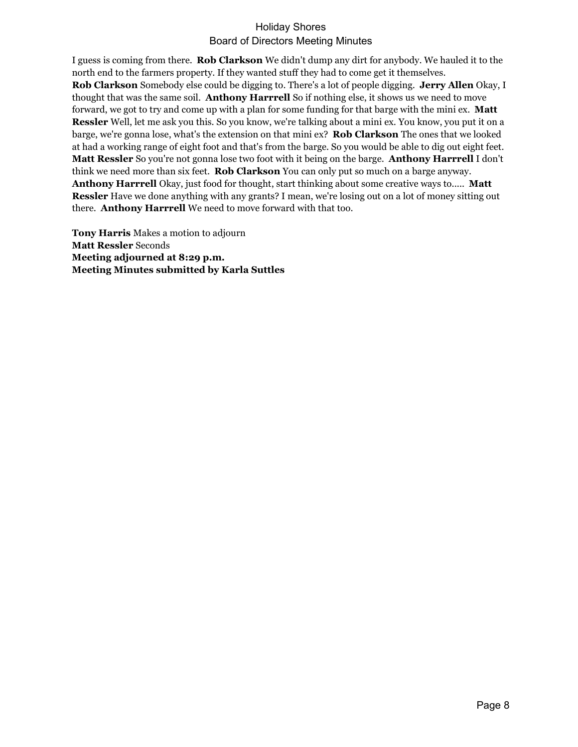I guess is coming from there. **Rob Clarkson** We didn't dump any dirt for anybody. We hauled it to the north end to the farmers property. If they wanted stuff they had to come get it themselves.
**Rob Clarkson** Somebody else could be digging to. There's a lot of people digging. **Jerry Allen** Okay, I thought that was the same soil. **Anthony Harrrell** So if nothing else, it shows us we need to move forward, we got to try and come up with a plan for some funding for that barge with the mini ex. **Matt Ressler** Well, let me ask you this. So you know, we're talking about a mini ex. You know, you put it on a barge, we're gonna lose, what's the extension on that mini ex? **Rob Clarkson** The ones that we looked at had a working range of eight foot and that's from the barge. So you would be able to dig out eight feet. **Matt Ressler** So you're not gonna lose two foot with it being on the barge. **Anthony Harrrell** I don't think we need more than six feet. **Rob Clarkson** You can only put so much on a barge anyway. **Anthony Harrrell** Okay, just food for thought, start thinking about some creative ways to..... **Matt Ressler** Have we done anything with any grants? I mean, we're losing out on a lot of money sitting out there. **Anthony Harrrell** We need to move forward with that too.

**Tony Harris** Makes a motion to adjourn
**Matt Ressler** Seconds
**Meeting adjourned at 8:29 p.m.**
**Meeting Minutes submitted by Karla Suttles**